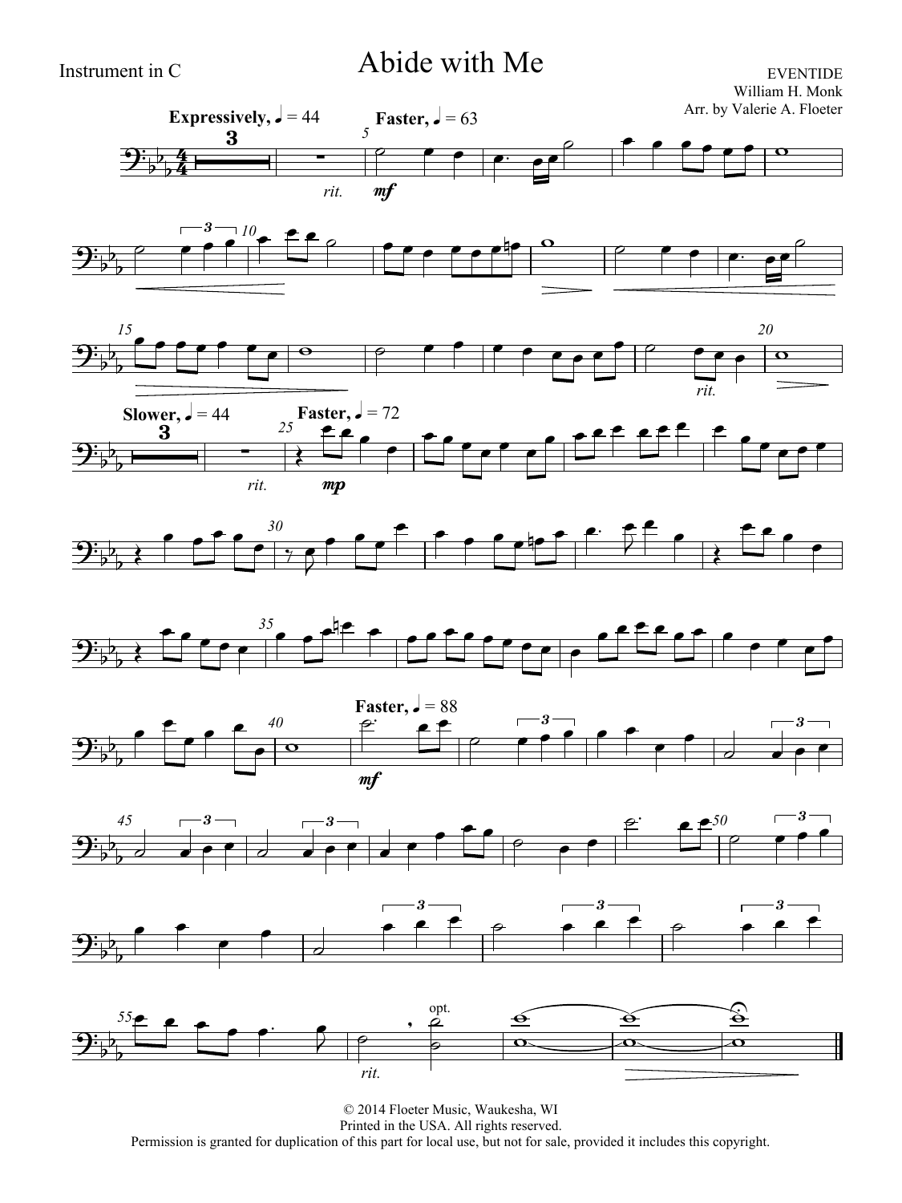Instrument in C

# Abide with Me

EVENTIDE
William H. Monk
Arr. by Valerie A. Floeter

© 2014 Floeter Music, Waukesha, WI
Printed in the USA. All rights reserved.
Permission is granted for duplication of this part for local use, but not for sale, provided it includes this copyright.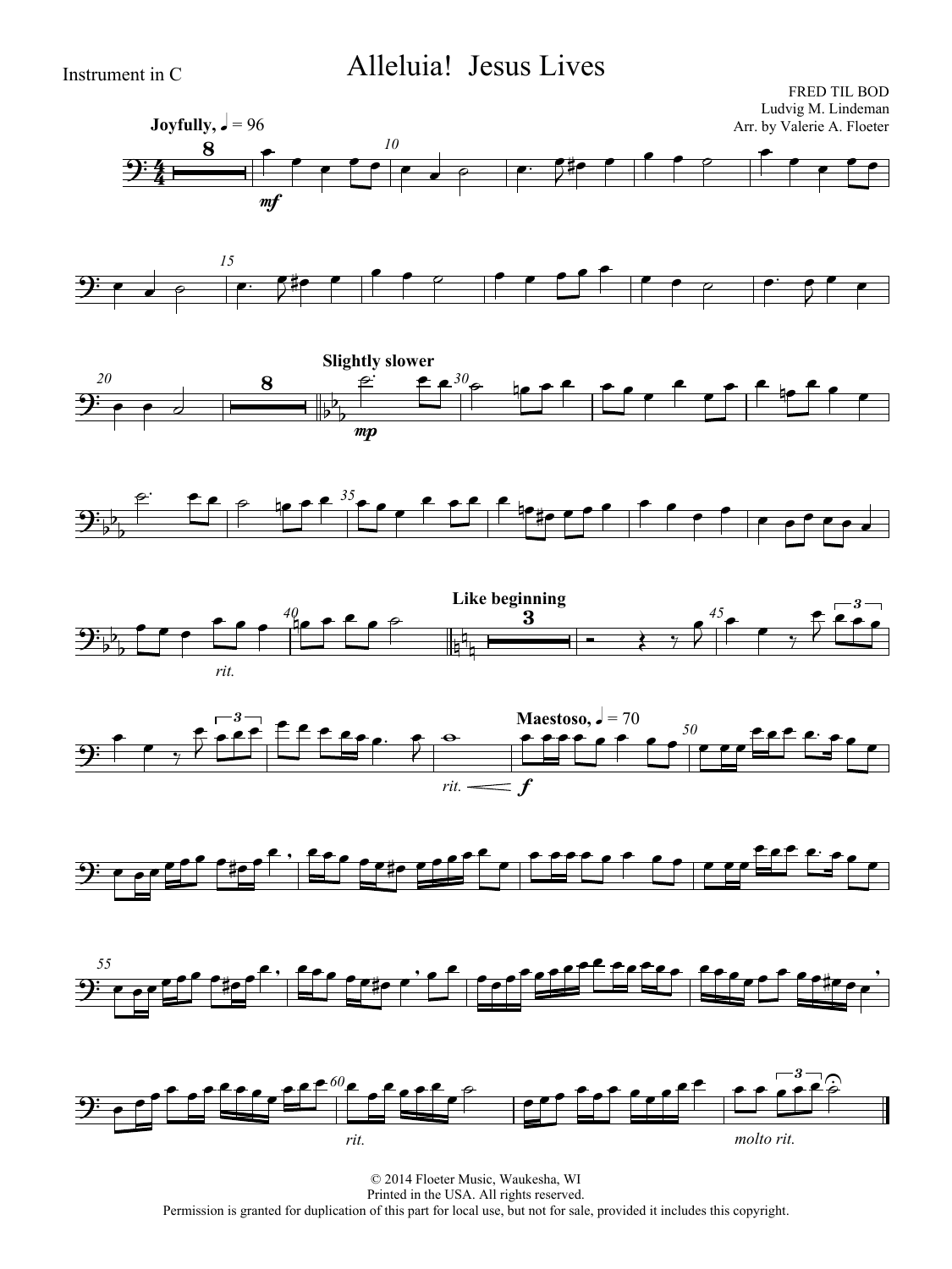Instrument in C

# Alleluia! Jesus Lives

FRED TIL BOD
Ludvig M. Lindeman
Arr. by Valerie A. Floeter

**Joyfully,** ♩ = 96

*mf*

**Slightly slower**

*mp*

*rit.*

**Like beginning**

**Maestoso,** ♩ = 70

*rit.* *f*

*rit.*

*molto rit.*

© 2014 Floeter Music, Waukesha, WI
Printed in the USA. All rights reserved.
Permission is granted for duplication of this part for local use, but not for sale, provided it includes this copyright.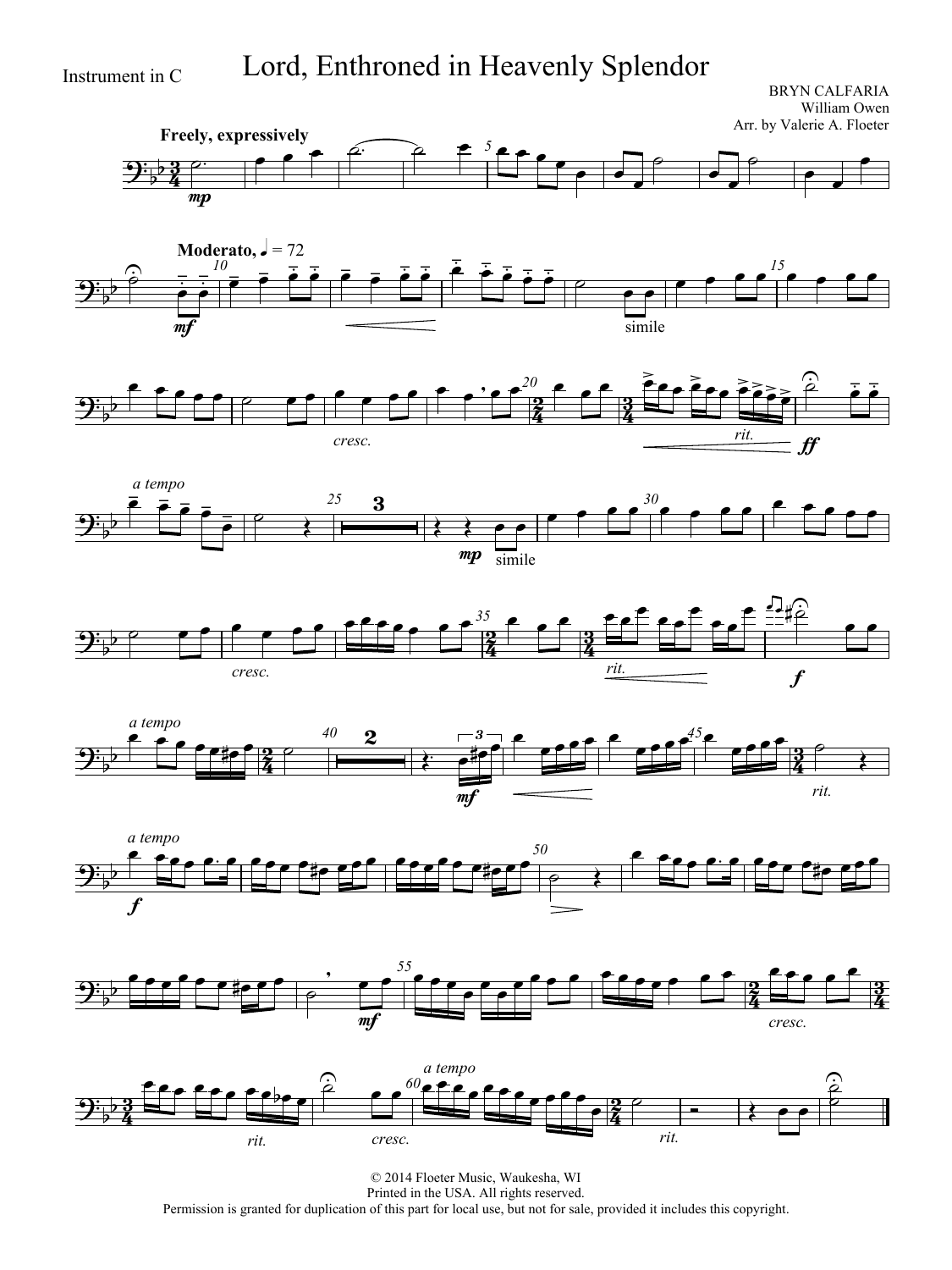Instrument in C

# Lord, Enthroned in Heavenly Splendor

BRYN CALFARIA
William Owen
Arr. by Valerie A. Floeter

© 2014 Floeter Music, Waukesha, WI
Printed in the USA. All rights reserved.
Permission is granted for duplication of this part for local use, but not for sale, provided it includes this copyright.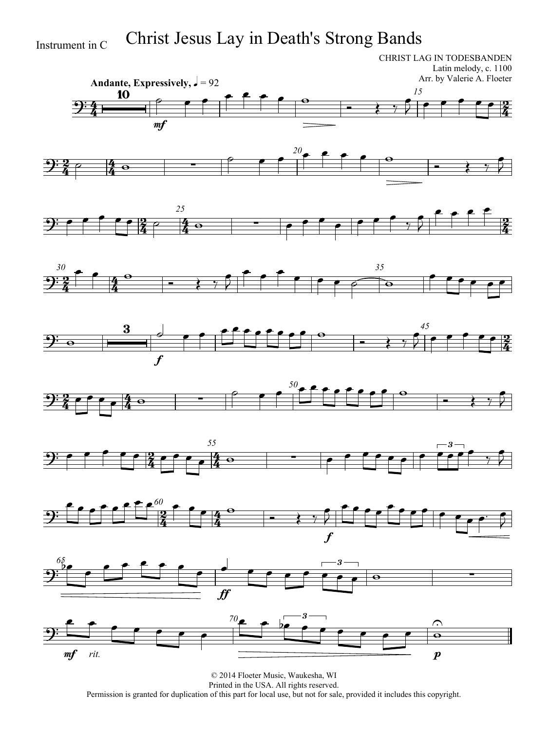Instrument in C

# Christ Jesus Lay in Death's Strong Bands

CHRIST LAG IN TODESBANDEN
Latin melody, c. 1100
Arr. by Valerie A. Floeter

**Andante, Expressively,** ♩ = 92

© 2014 Floeter Music, Waukesha, WI
Printed in the USA. All rights reserved.
Permission is granted for duplication of this part for local use, but not for sale, provided it includes this copyright.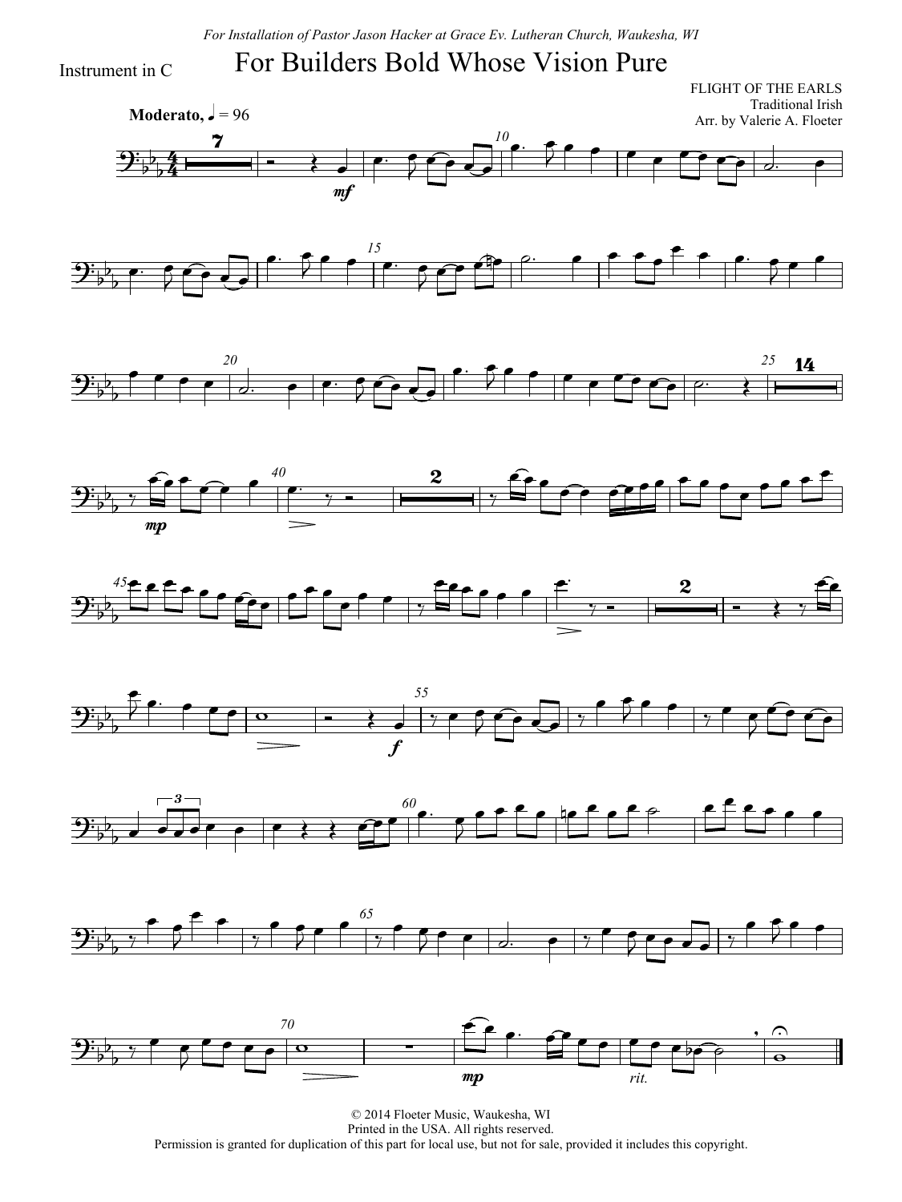*For Installation of Pastor Jason Hacker at Grace Ev. Lutheran Church, Waukesha, WI*

Instrument in C

# For Builders Bold Whose Vision Pure

FLIGHT OF THE EARLS
Traditional Irish
Arr. by Valerie A. Floeter

**Moderato**, ♩ = 96

© 2014 Floeter Music, Waukesha, WI
Printed in the USA. All rights reserved.
Permission is granted for duplication of this part for local use, but not for sale, provided it includes this copyright.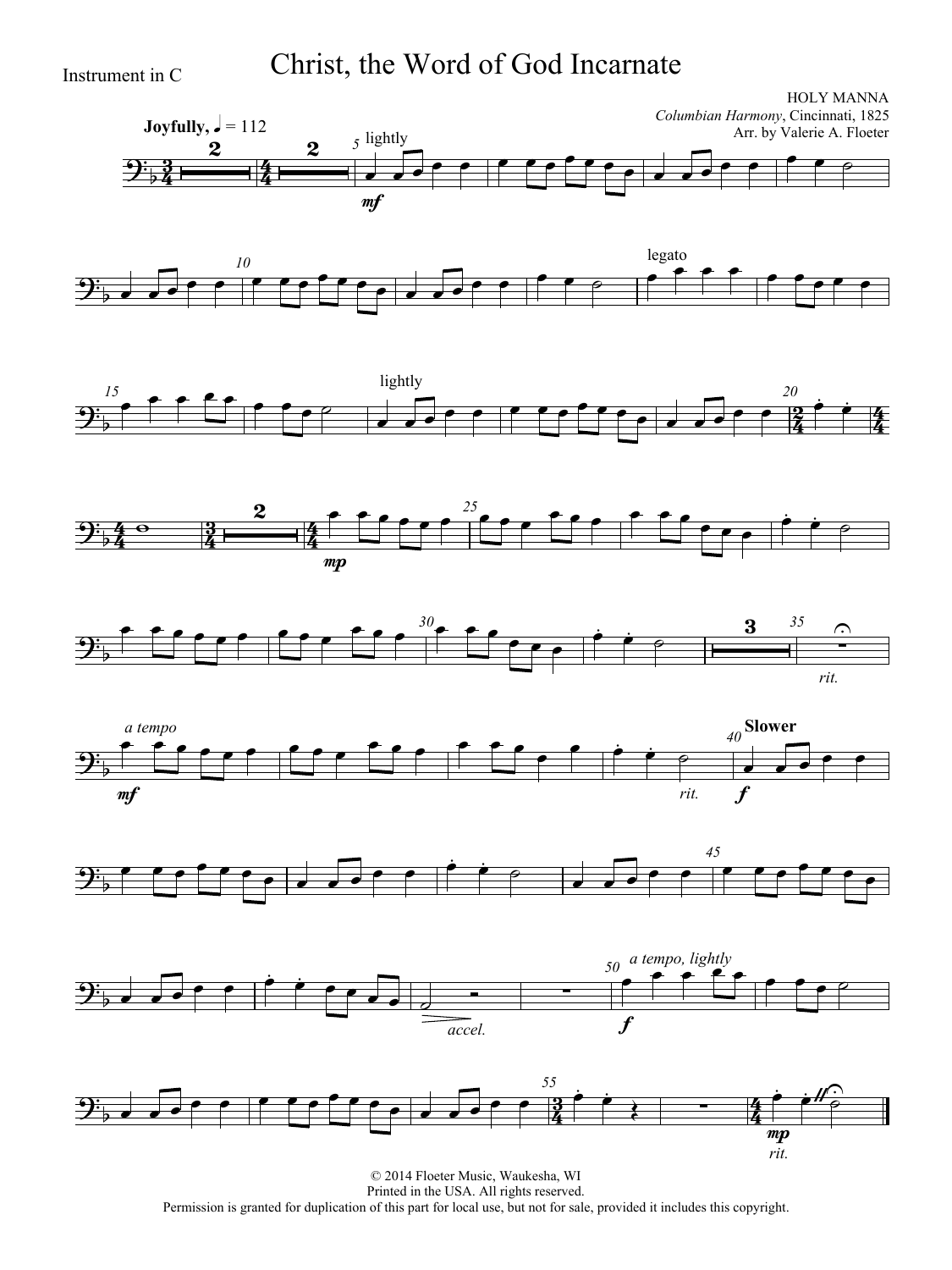Instrument in C

# Christ, the Word of God Incarnate

HOLY MANNA
*Columbian Harmony*, Cincinnati, 1825
Arr. by Valerie A. Floeter

© 2014 Floeter Music, Waukesha, WI
Printed in the USA. All rights reserved.
Permission is granted for duplication of this part for local use, but not for sale, provided it includes this copyright.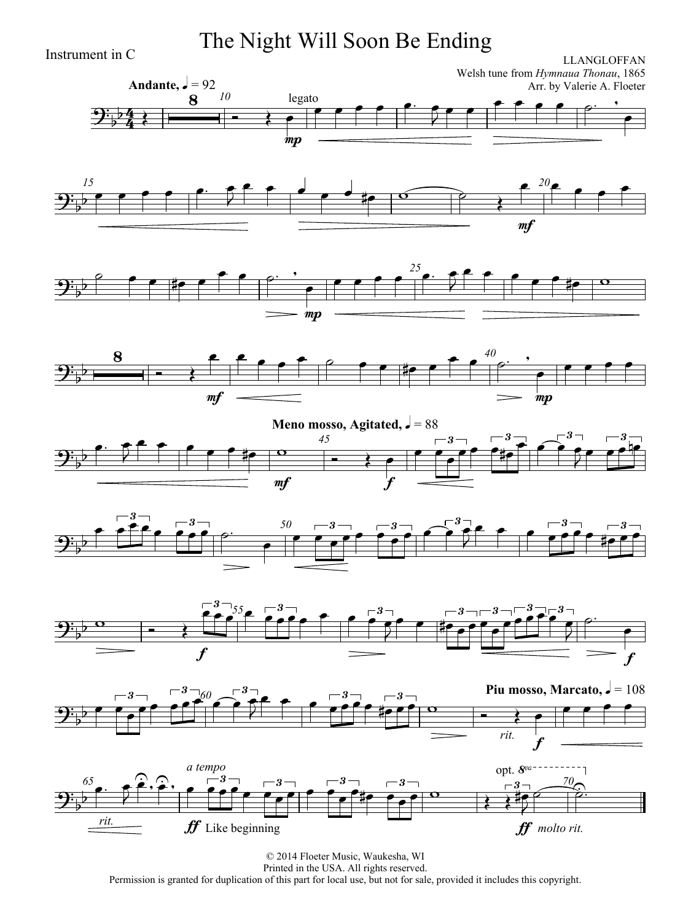Instrument in C

# The Night Will Soon Be Ending

LLANGLOFFAN
Welsh tune from *Hymnaua Thonau*, 1865
Arr. by Valerie A. Floeter

**Andante,** ♩ = 92

legato

*mp* *mf* *mp* *mf* *mp* *mf*

**Meno mosso, Agitated,** ♩ = 88

*f* *f* *f*

**Piu mosso, Marcato,** ♩ = 108

*rit.* *f* *rit.*

*a tempo*

*ff* Like beginning

opt. 8va

*ff* *molto rit.*

© 2014 Floeter Music, Waukesha, WI
Printed in the USA. All rights reserved.
Permission is granted for duplication of this part for local use, but not for sale, provided it includes this copyright.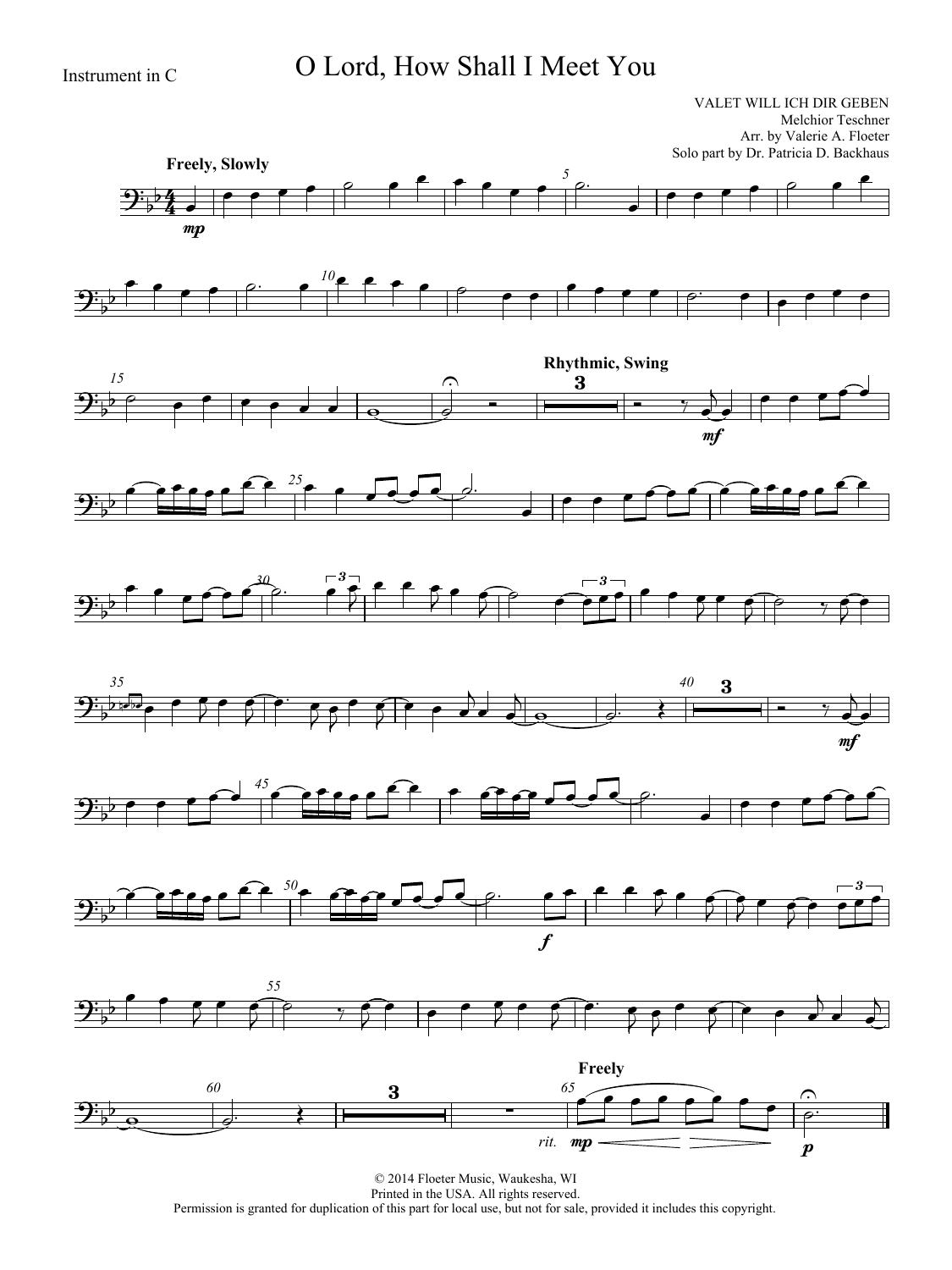Instrument in C

# O Lord, How Shall I Meet You

VALET WILL ICH DIR GEBEN
Melchior Teschner
Arr. by Valerie A. Floeter
Solo part by Dr. Patricia D. Backhaus

© 2014 Floeter Music, Waukesha, WI
Printed in the USA. All rights reserved.
Permission is granted for duplication of this part for local use, but not for sale, provided it includes this copyright.